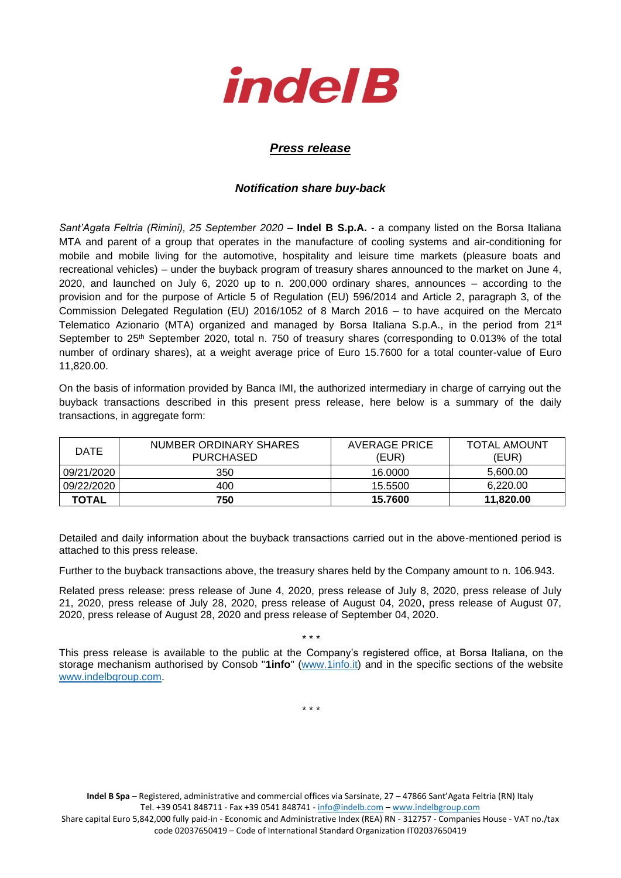# indelB

## *Press release*

### *Notification share buy-back*

*Sant'Agata Feltria (Rimini), 25 September 2020* – **Indel B S.p.A.** - a company listed on the Borsa Italiana MTA and parent of a group that operates in the manufacture of cooling systems and air-conditioning for mobile and mobile living for the automotive, hospitality and leisure time markets (pleasure boats and recreational vehicles) – under the buyback program of treasury shares announced to the market on June 4, 2020, and launched on July 6, 2020 up to n. 200,000 ordinary shares, announces – according to the provision and for the purpose of Article 5 of Regulation (EU) 596/2014 and Article 2, paragraph 3, of the Commission Delegated Regulation (EU) 2016/1052 of 8 March 2016 – to have acquired on the Mercato Telematico Azionario (MTA) organized and managed by Borsa Italiana S.p.A., in the period from 21st September to 25th September 2020, total n. 750 of treasury shares (corresponding to 0.013% of the total number of ordinary shares), at a weight average price of Euro 15.7600 for a total counter-value of Euro 11,820.00.

On the basis of information provided by Banca IMI, the authorized intermediary in charge of carrying out the buyback transactions described in this present press release, here below is a summary of the daily transactions, in aggregate form:

| DATE | NUMBER ORDINARY SHARES PURCHASED | AVERAGE PRICE (EUR) | TOTAL AMOUNT (EUR) |
|---|---|---|---|
| 09/21/2020 | 350 | 16.0000 | 5,600.00 |
| 09/22/2020 | 400 | 15.5500 | 6,220.00 |
| **TOTAL** | **750** | **15.7600** | **11,820.00** |

Detailed and daily information about the buyback transactions carried out in the above-mentioned period is attached to this press release.

Further to the buyback transactions above, the treasury shares held by the Company amount to n. 106.943.

Related press release: press release of June 4, 2020, press release of July 8, 2020, press release of July 21, 2020, press release of July 28, 2020, press release of August 04, 2020, press release of August 07, 2020, press release of August 28, 2020 and press release of September 04, 2020.

\* \* \*

This press release is available to the public at the Company's registered office, at Borsa Italiana, on the storage mechanism authorised by Consob "**1info**" (www.1info.it) and in the specific sections of the website www.indelbgroup.com.

\* \* \*

**Indel B Spa** – Registered, administrative and commercial offices via Sarsinate, 27 – 47866 Sant'Agata Feltria (RN) Italy
Tel. +39 0541 848711 - Fax +39 0541 848741 - info@indelb.com – www.indelbgroup.com
Share capital Euro 5,842,000 fully paid-in - Economic and Administrative Index (REA) RN - 312757 - Companies House - VAT no./tax code 02037650419 – Code of International Standard Organization IT02037650419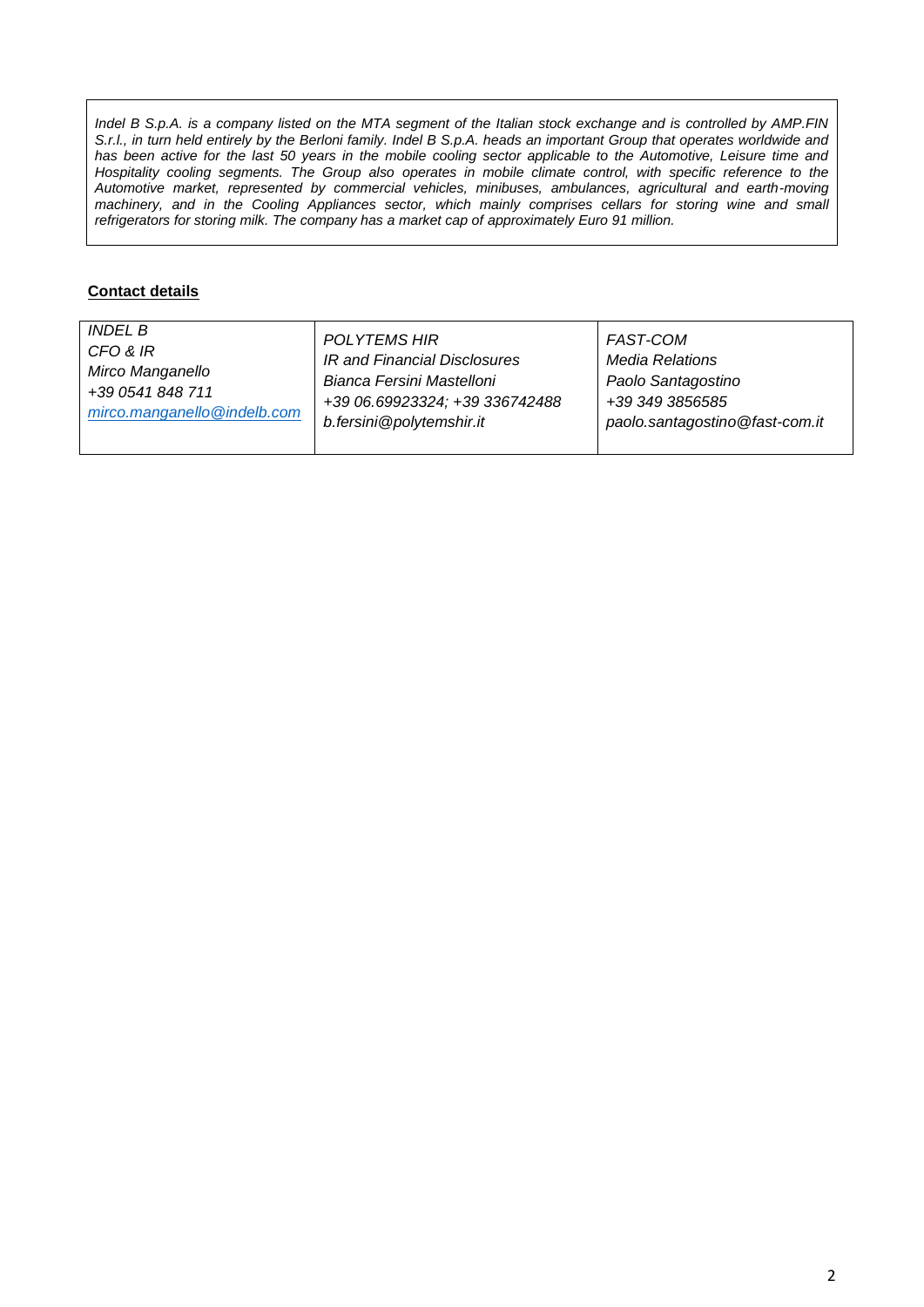*Indel B S.p.A. is a company listed on the MTA segment of the Italian stock exchange and is controlled by AMP.FIN S.r.l., in turn held entirely by the Berloni family. Indel B S.p.A. heads an important Group that operates worldwide and has been active for the last 50 years in the mobile cooling sector applicable to the Automotive, Leisure time and Hospitality cooling segments. The Group also operates in mobile climate control, with specific reference to the Automotive market, represented by commercial vehicles, minibuses, ambulances, agricultural and earth-moving machinery, and in the Cooling Appliances sector, which mainly comprises cellars for storing wine and small refrigerators for storing milk. The company has a market cap of approximately Euro 91 million.*

**Contact details**

| *INDEL B*<br>*CFO & IR*<br>*Mirco Manganello*<br>*+39 0541 848 711*<br>*mirco.manganello@indelb.com* | *POLYTEMS HIR*<br>*IR and Financial Disclosures*<br>*Bianca Fersini Mastelloni*<br>*+39 06.69923324; +39 336742488*<br>*b.fersini@polytemshir.it* | *FAST-COM*<br>*Media Relations*<br>*Paolo Santagostino*<br>*+39 349 3856585*<br>*paolo.santagostino@fast-com.it* |
|---|---|---|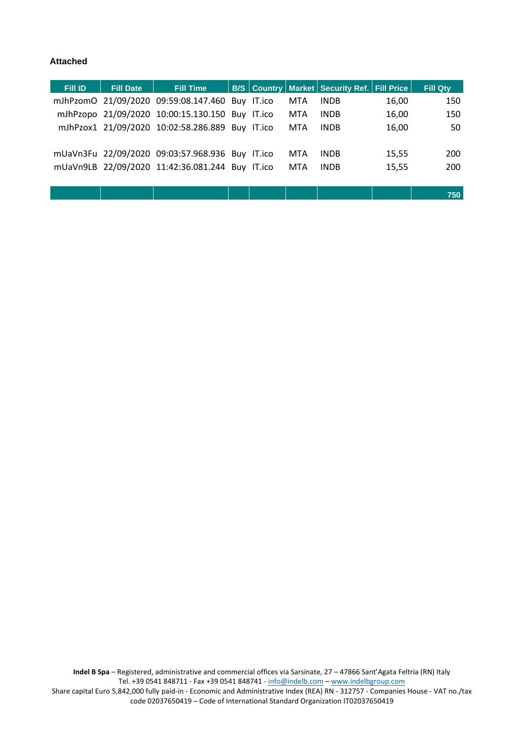**Attached**

| Fill ID | Fill Date | Fill Time | B/S | Country | Market | Security Ref. | Fill Price | Fill Qty |
|---|---|---|---|---|---|---|---|---|
| mJhPzomO | 21/09/2020 | 09:59:08.147.460 | Buy | IT.ico | MTA | INDB | 16,00 | 150 |
| mJhPzopo | 21/09/2020 | 10:00:15.130.150 | Buy | IT.ico | MTA | INDB | 16,00 | 150 |
| mJhPzox1 | 21/09/2020 | 10:02:58.286.889 | Buy | IT.ico | MTA | INDB | 16,00 | 50 |
| | | | | | | | | |
| mUaVn3Fu | 22/09/2020 | 09:03:57.968.936 | Buy | IT.ico | MTA | INDB | 15,55 | 200 |
| mUaVn9LB | 22/09/2020 | 11:42:36.081.244 | Buy | IT.ico | MTA | INDB | 15,55 | 200 |
| | | | | | | | | **750** |

**Indel B Spa** – Registered, administrative and commercial offices via Sarsinate, 27 – 47866 Sant'Agata Feltria (RN) Italy
Tel. +39 0541 848711 - Fax +39 0541 848741 - info@indelb.com – www.indelbgroup.com
Share capital Euro 5,842,000 fully paid-in - Economic and Administrative Index (REA) RN - 312757 - Companies House - VAT no./tax code 02037650419 – Code of International Standard Organization IT02037650419